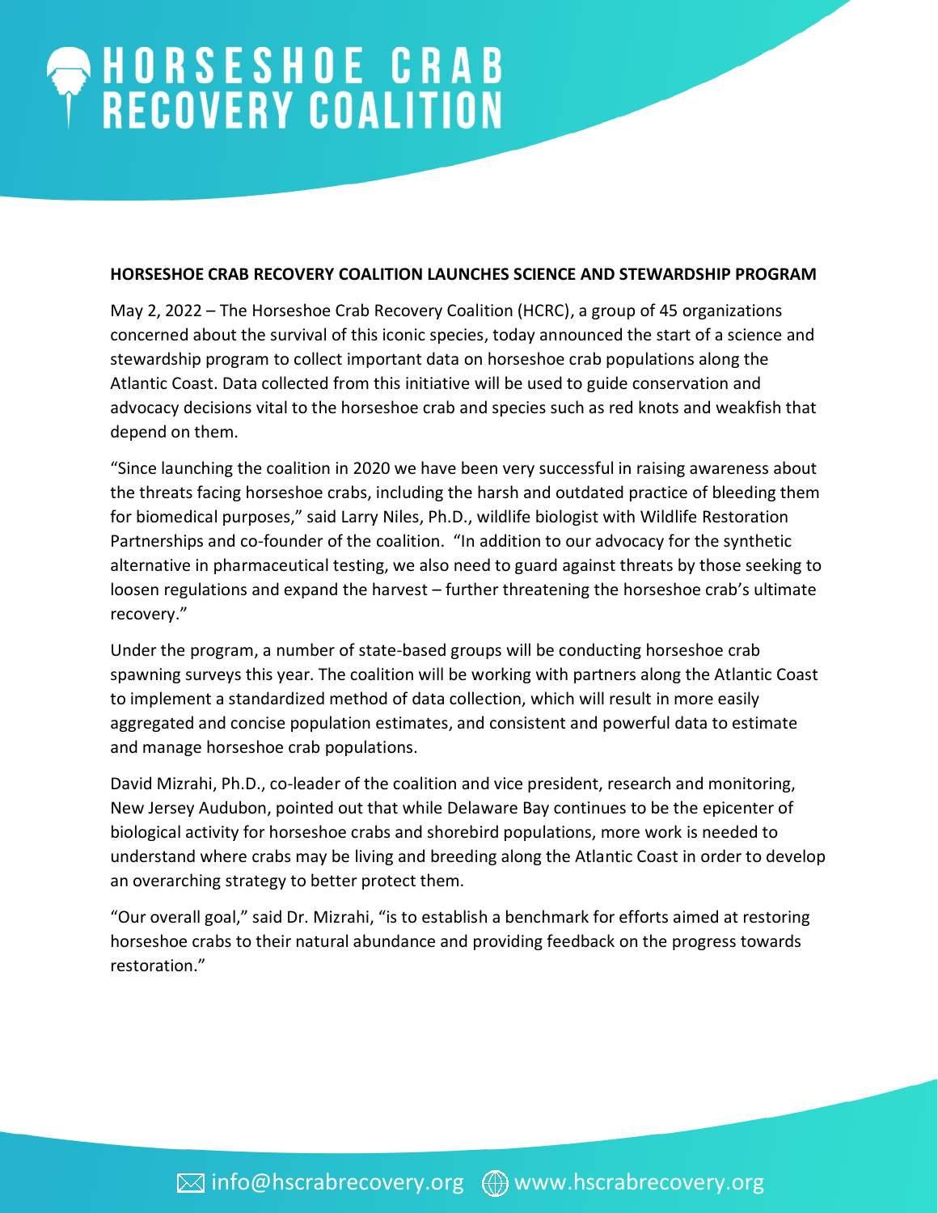# HORSESHOE CRAB RECOVERY COALITION

**HORSESHOE CRAB RECOVERY COALITION LAUNCHES SCIENCE AND STEWARDSHIP PROGRAM**

May 2, 2022 – The Horseshoe Crab Recovery Coalition (HCRC), a group of 45 organizations concerned about the survival of this iconic species, today announced the start of a science and stewardship program to collect important data on horseshoe crab populations along the Atlantic Coast. Data collected from this initiative will be used to guide conservation and advocacy decisions vital to the horseshoe crab and species such as red knots and weakfish that depend on them.

"Since launching the coalition in 2020 we have been very successful in raising awareness about the threats facing horseshoe crabs, including the harsh and outdated practice of bleeding them for biomedical purposes," said Larry Niles, Ph.D., wildlife biologist with Wildlife Restoration Partnerships and co-founder of the coalition. "In addition to our advocacy for the synthetic alternative in pharmaceutical testing, we also need to guard against threats by those seeking to loosen regulations and expand the harvest – further threatening the horseshoe crab's ultimate recovery."

Under the program, a number of state-based groups will be conducting horseshoe crab spawning surveys this year. The coalition will be working with partners along the Atlantic Coast to implement a standardized method of data collection, which will result in more easily aggregated and concise population estimates, and consistent and powerful data to estimate and manage horseshoe crab populations.

David Mizrahi, Ph.D., co-leader of the coalition and vice president, research and monitoring, New Jersey Audubon, pointed out that while Delaware Bay continues to be the epicenter of biological activity for horseshoe crabs and shorebird populations, more work is needed to understand where crabs may be living and breeding along the Atlantic Coast in order to develop an overarching strategy to better protect them.

"Our overall goal," said Dr. Mizrahi, "is to establish a benchmark for efforts aimed at restoring horseshoe crabs to their natural abundance and providing feedback on the progress towards restoration."

info@hscrabrecovery.org www.hscrabrecovery.org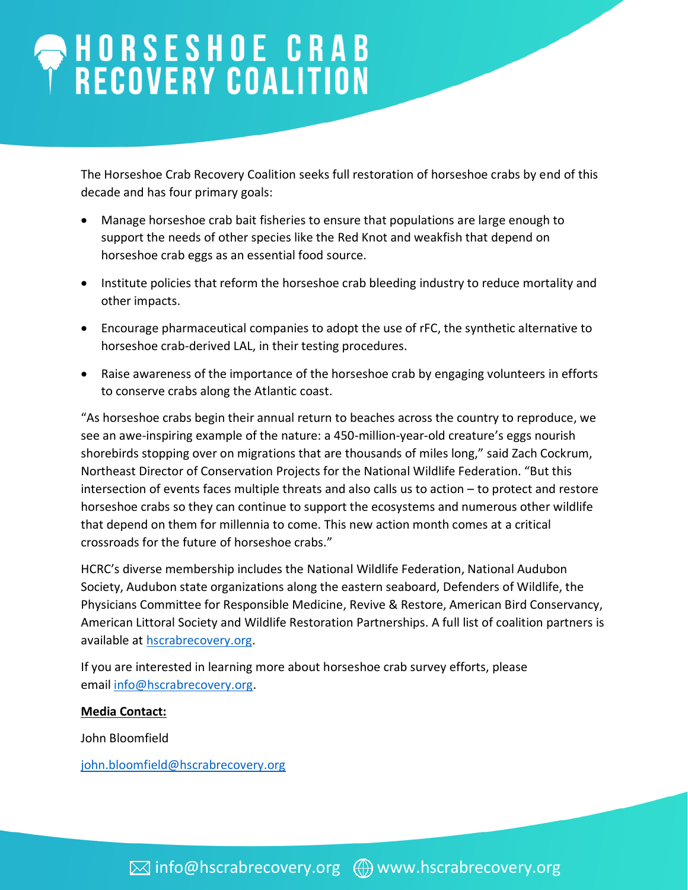# HORSESHOE CRAB RECOVERY COALITION

The Horseshoe Crab Recovery Coalition seeks full restoration of horseshoe crabs by end of this decade and has four primary goals:

- Manage horseshoe crab bait fisheries to ensure that populations are large enough to support the needs of other species like the Red Knot and weakfish that depend on horseshoe crab eggs as an essential food source.
- Institute policies that reform the horseshoe crab bleeding industry to reduce mortality and other impacts.
- Encourage pharmaceutical companies to adopt the use of rFC, the synthetic alternative to horseshoe crab-derived LAL, in their testing procedures.
- Raise awareness of the importance of the horseshoe crab by engaging volunteers in efforts to conserve crabs along the Atlantic coast.

"As horseshoe crabs begin their annual return to beaches across the country to reproduce, we see an awe-inspiring example of the nature: a 450-million-year-old creature's eggs nourish shorebirds stopping over on migrations that are thousands of miles long," said Zach Cockrum, Northeast Director of Conservation Projects for the National Wildlife Federation. "But this intersection of events faces multiple threats and also calls us to action – to protect and restore horseshoe crabs so they can continue to support the ecosystems and numerous other wildlife that depend on them for millennia to come. This new action month comes at a critical crossroads for the future of horseshoe crabs."

HCRC's diverse membership includes the National Wildlife Federation, National Audubon Society, Audubon state organizations along the eastern seaboard, Defenders of Wildlife, the Physicians Committee for Responsible Medicine, Revive & Restore, American Bird Conservancy, American Littoral Society and Wildlife Restoration Partnerships. A full list of coalition partners is available at hscrabrecovery.org.

If you are interested in learning more about horseshoe crab survey efforts, please email info@hscrabrecovery.org.

**Media Contact:**

John Bloomfield

john.bloomfield@hscrabrecovery.org

info@hscrabrecovery.org www.hscrabrecovery.org